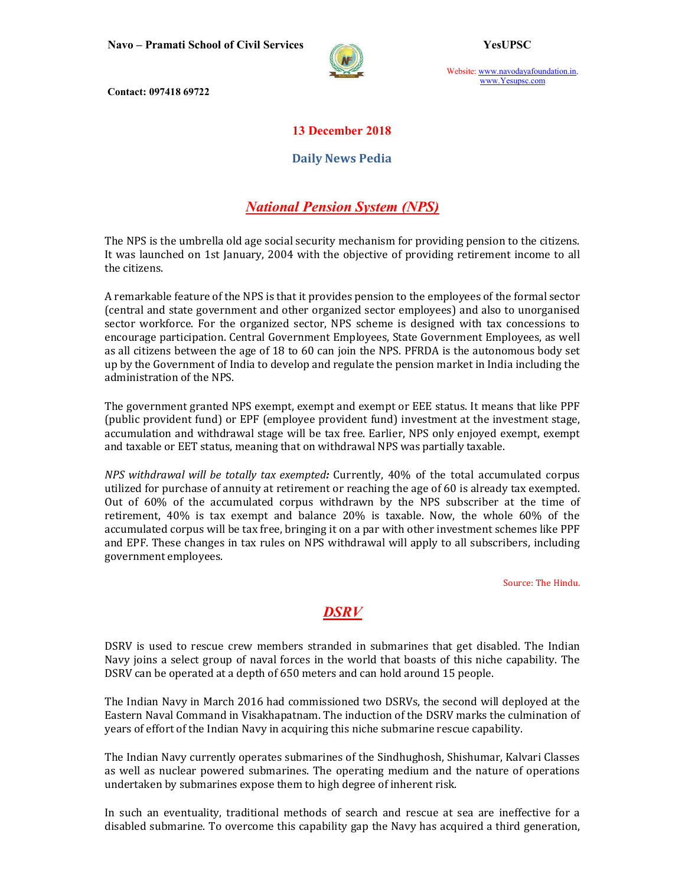13 December 2018

Daily News Pedia

## *National Pension System (NPS)*

The NPS is the umbrella old age social security mechanism for providing pension to the citizens. It was launched on 1st January, 2004 with the objective of providing retirement income to all the citizens.

A remarkable feature of the NPS is that it provides pension to the employees of the formal sector (central and state government and other organized sector employees) and also to unorganised sector workforce. For the organized sector, NPS scheme is designed with tax concessions to encourage participation. Central Government Employees, State Government Employees, as well as all citizens between the age of 18 to 60 can join the NPS. PFRDA is the autonomous body set up by the Government of India to develop and regulate the pension market in India including the administration of the NPS.

The government granted NPS exempt, exempt and exempt or EEE status. It means that like PPF (public provident fund) or EPF (employee provident fund) investment at the investment stage, accumulation and withdrawal stage will be tax free. Earlier, NPS only enjoyed exempt, exempt and taxable or EET status, meaning that on withdrawal NPS was partially taxable.

*NPS withdrawal will be totally tax exempted:* Currently, 40% of the total accumulated corpus utilized for purchase of annuity at retirement or reaching the age of 60 is already tax exempted. Out of 60% of the accumulated corpus withdrawn by the NPS subscriber at the time of retirement, 40% is tax exempt and balance 20% is taxable. Now, the whole 60% of the accumulated corpus will be tax free, bringing it on a par with other investment schemes like PPF and EPF. These changes in tax rules on NPS withdrawal will apply to all subscribers, including government employees.

Source: The Hindu.

## *DSRV*

DSRV is used to rescue crew members stranded in submarines that get disabled. The Indian Navy joins a select group of naval forces in the world that boasts of this niche capability. The DSRV can be operated at a depth of 650 meters and can hold around 15 people.

The Indian Navy in March 2016 had commissioned two DSRVs, the second will deployed at the Eastern Naval Command in Visakhapatnam. The induction of the DSRV marks the culmination of years of effort of the Indian Navy in acquiring this niche submarine rescue capability.

The Indian Navy currently operates submarines of the Sindhughosh, Shishumar, Kalvari Classes as well as nuclear powered submarines. The operating medium and the nature of operations undertaken by submarines expose them to high degree of inherent risk.

In such an eventuality, traditional methods of search and rescue at sea are ineffective for a disabled submarine. To overcome this capability gap the Navy has acquired a third generation,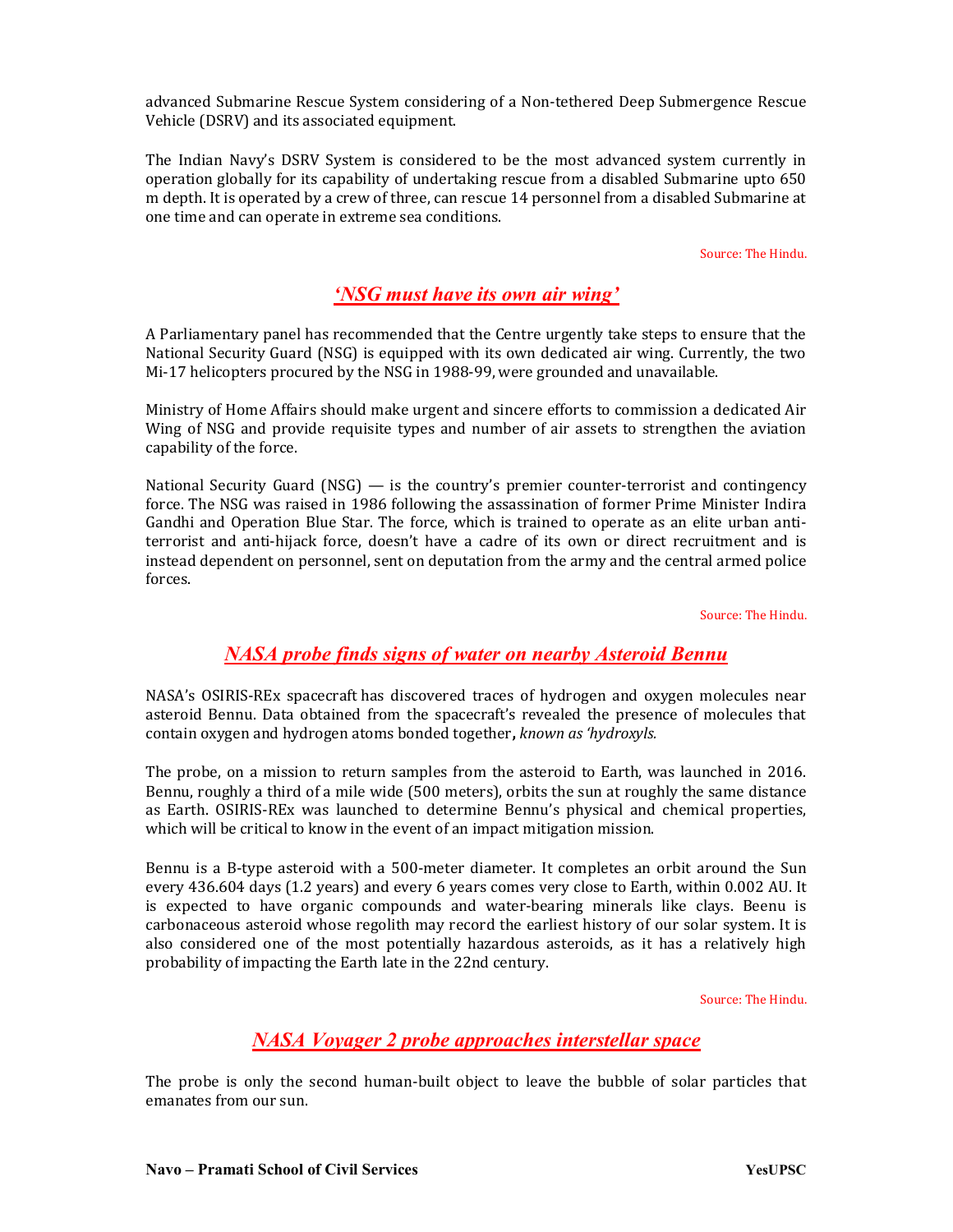advanced Submarine Rescue System considering of a Non-tethered Deep Submergence Rescue Vehicle (DSRV) and its associated equipment.

The Indian Navy's DSRV System is considered to be the most advanced system currently in operation globally for its capability of undertaking rescue from a disabled Submarine upto 650 m depth. It is operated by a crew of three, can rescue 14 personnel from a disabled Submarine at one time and can operate in extreme sea conditions.

Source: The Hindu.

## *'NSG must have its own air wing'*

A Parliamentary panel has recommended that the Centre urgently take steps to ensure that the National Security Guard (NSG) is equipped with its own dedicated air wing. Currently, the two Mi-17 helicopters procured by the NSG in 1988-99, were grounded and unavailable.

Ministry of Home Affairs should make urgent and sincere efforts to commission a dedicated Air Wing of NSG and provide requisite types and number of air assets to strengthen the aviation capability of the force.

National Security Guard (NSG) — is the country's premier counter-terrorist and contingency force. The NSG was raised in 1986 following the assassination of former Prime Minister Indira Gandhi and Operation Blue Star. The force, which is trained to operate as an elite urban anti-terrorist and anti-hijack force, doesn't have a cadre of its own or direct recruitment and is instead dependent on personnel, sent on deputation from the army and the central armed police forces.

Source: The Hindu.

## *NASA probe finds signs of water on nearby Asteroid Bennu*

NASA's OSIRIS-REx spacecraft has discovered traces of hydrogen and oxygen molecules near asteroid Bennu. Data obtained from the spacecraft's revealed the presence of molecules that contain oxygen and hydrogen atoms bonded together**,** *known as 'hydroxyls.*

The probe, on a mission to return samples from the asteroid to Earth, was launched in 2016. Bennu, roughly a third of a mile wide (500 meters), orbits the sun at roughly the same distance as Earth. OSIRIS-REx was launched to determine Bennu's physical and chemical properties, which will be critical to know in the event of an impact mitigation mission.

Bennu is a B-type asteroid with a 500-meter diameter. It completes an orbit around the Sun every 436.604 days (1.2 years) and every 6 years comes very close to Earth, within 0.002 AU. It is expected to have organic compounds and water-bearing minerals like clays. Beenu is carbonaceous asteroid whose regolith may record the earliest history of our solar system. It is also considered one of the most potentially hazardous asteroids, as it has a relatively high probability of impacting the Earth late in the 22nd century.

Source: The Hindu.

## *NASA Voyager 2 probe approaches interstellar space*

The probe is only the second human-built object to leave the bubble of solar particles that emanates from our sun.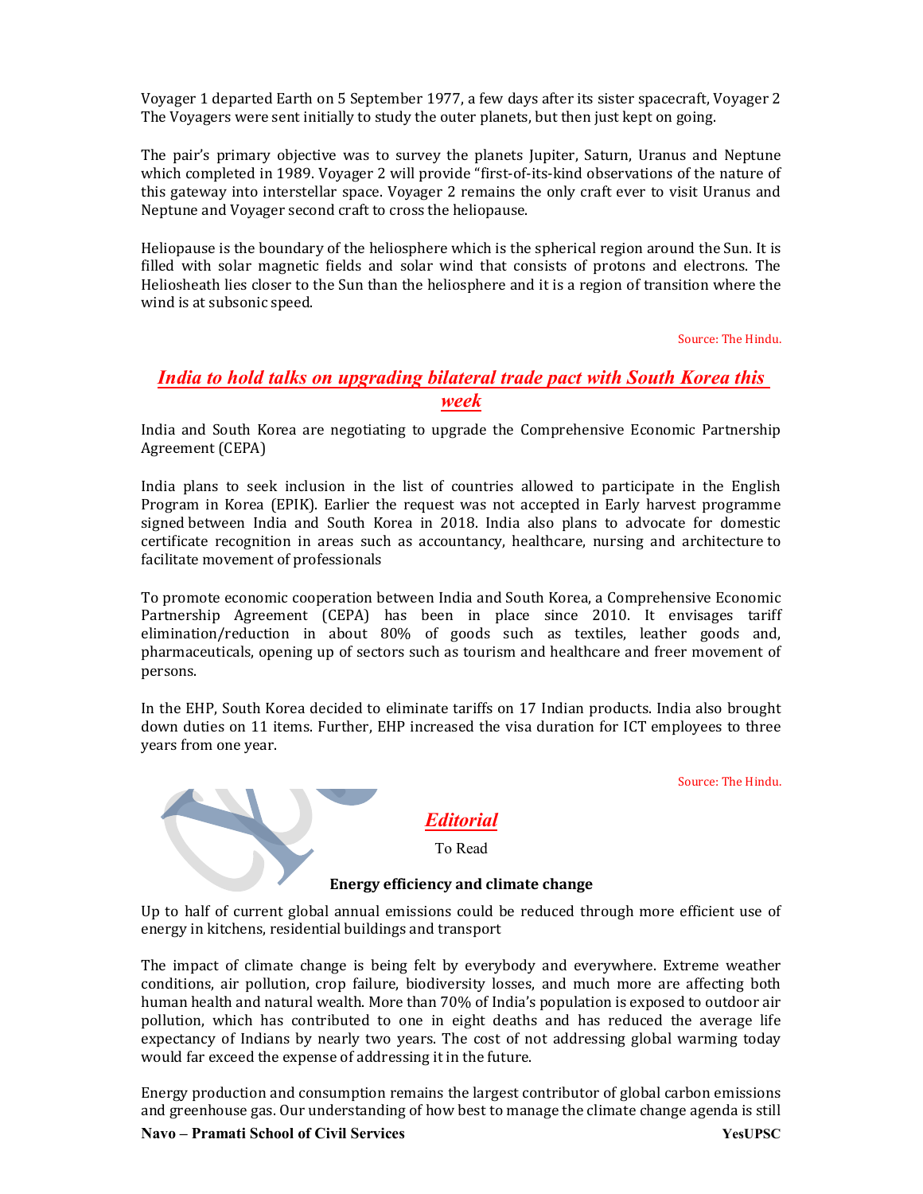Voyager 1 departed Earth on 5 September 1977, a few days after its sister spacecraft, Voyager 2 The Voyagers were sent initially to study the outer planets, but then just kept on going.

The pair's primary objective was to survey the planets Jupiter, Saturn, Uranus and Neptune which completed in 1989. Voyager 2 will provide "first-of-its-kind observations of the nature of this gateway into interstellar space. Voyager 2 remains the only craft ever to visit Uranus and Neptune and Voyager second craft to cross the heliopause.

Heliopause is the boundary of the heliosphere which is the spherical region around the Sun. It is filled with solar magnetic fields and solar wind that consists of protons and electrons. The Heliosheath lies closer to the Sun than the heliosphere and it is a region of transition where the wind is at subsonic speed.

Source: The Hindu.

## *India to hold talks on upgrading bilateral trade pact with South Korea this week*

India and South Korea are negotiating to upgrade the Comprehensive Economic Partnership Agreement (CEPA)

India plans to seek inclusion in the list of countries allowed to participate in the English Program in Korea (EPIK). Earlier the request was not accepted in Early harvest programme signed between India and South Korea in 2018. India also plans to advocate for domestic certificate recognition in areas such as accountancy, healthcare, nursing and architecture to facilitate movement of professionals

To promote economic cooperation between India and South Korea, a Comprehensive Economic Partnership Agreement (CEPA) has been in place since 2010. It envisages tariff elimination/reduction in about 80% of goods such as textiles, leather goods and, pharmaceuticals, opening up of sectors such as tourism and healthcare and freer movement of persons.

In the EHP, South Korea decided to eliminate tariffs on 17 Indian products. India also brought down duties on 11 items. Further, EHP increased the visa duration for ICT employees to three years from one year.

Source: The Hindu.

## *Editorial*

To Read

### Energy efficiency and climate change

Up to half of current global annual emissions could be reduced through more efficient use of energy in kitchens, residential buildings and transport

The impact of climate change is being felt by everybody and everywhere. Extreme weather conditions, air pollution, crop failure, biodiversity losses, and much more are affecting both human health and natural wealth. More than 70% of India's population is exposed to outdoor air pollution, which has contributed to one in eight deaths and has reduced the average life expectancy of Indians by nearly two years. The cost of not addressing global warming today would far exceed the expense of addressing it in the future.

Energy production and consumption remains the largest contributor of global carbon emissions and greenhouse gas. Our understanding of how best to manage the climate change agenda is still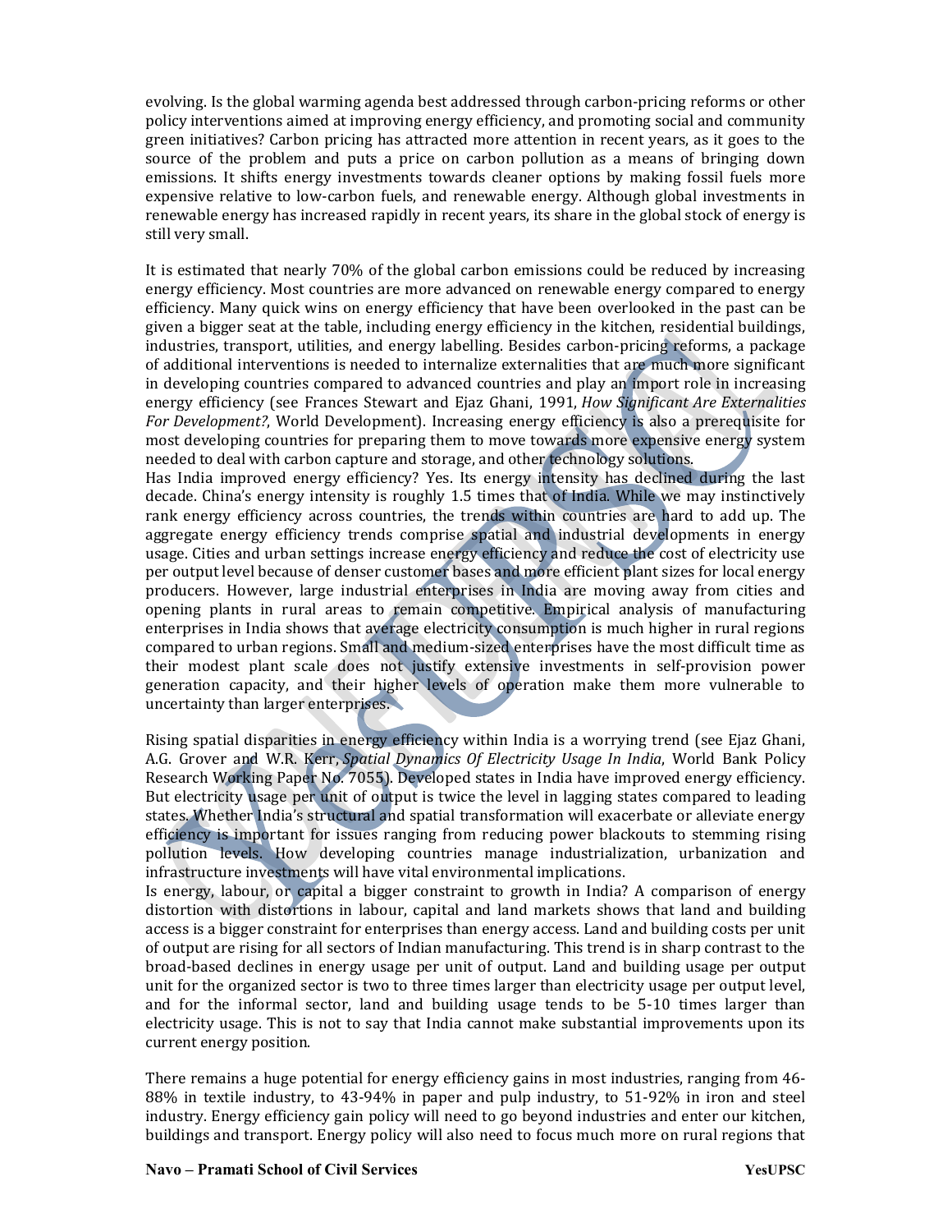evolving. Is the global warming agenda best addressed through carbon-pricing reforms or other policy interventions aimed at improving energy efficiency, and promoting social and community green initiatives? Carbon pricing has attracted more attention in recent years, as it goes to the source of the problem and puts a price on carbon pollution as a means of bringing down emissions. It shifts energy investments towards cleaner options by making fossil fuels more expensive relative to low-carbon fuels, and renewable energy. Although global investments in renewable energy has increased rapidly in recent years, its share in the global stock of energy is still very small.

It is estimated that nearly 70% of the global carbon emissions could be reduced by increasing energy efficiency. Most countries are more advanced on renewable energy compared to energy efficiency. Many quick wins on energy efficiency that have been overlooked in the past can be given a bigger seat at the table, including energy efficiency in the kitchen, residential buildings, industries, transport, utilities, and energy labelling. Besides carbon-pricing reforms, a package of additional interventions is needed to internalize externalities that are much more significant in developing countries compared to advanced countries and play an import role in increasing energy efficiency (see Frances Stewart and Ejaz Ghani, 1991, *How Significant Are Externalities For Development?*, World Development). Increasing energy efficiency is also a prerequisite for most developing countries for preparing them to move towards more expensive energy system needed to deal with carbon capture and storage, and other technology solutions.

Has India improved energy efficiency? Yes. Its energy intensity has declined during the last decade. China's energy intensity is roughly 1.5 times that of India. While we may instinctively rank energy efficiency across countries, the trends within countries are hard to add up. The aggregate energy efficiency trends comprise spatial and industrial developments in energy usage. Cities and urban settings increase energy efficiency and reduce the cost of electricity use per output level because of denser customer bases and more efficient plant sizes for local energy producers. However, large industrial enterprises in India are moving away from cities and opening plants in rural areas to remain competitive. Empirical analysis of manufacturing enterprises in India shows that average electricity consumption is much higher in rural regions compared to urban regions. Small and medium-sized enterprises have the most difficult time as their modest plant scale does not justify extensive investments in self-provision power generation capacity, and their higher levels of operation make them more vulnerable to uncertainty than larger enterprises.

Rising spatial disparities in energy efficiency within India is a worrying trend (see Ejaz Ghani, A.G. Grover and W.R. Kerr, *Spatial Dynamics Of Electricity Usage In India*, World Bank Policy Research Working Paper No. 7055). Developed states in India have improved energy efficiency. But electricity usage per unit of output is twice the level in lagging states compared to leading states. Whether India's structural and spatial transformation will exacerbate or alleviate energy efficiency is important for issues ranging from reducing power blackouts to stemming rising pollution levels. How developing countries manage industrialization, urbanization and infrastructure investments will have vital environmental implications.

Is energy, labour, or capital a bigger constraint to growth in India? A comparison of energy distortion with distortions in labour, capital and land markets shows that land and building access is a bigger constraint for enterprises than energy access. Land and building costs per unit of output are rising for all sectors of Indian manufacturing. This trend is in sharp contrast to the broad-based declines in energy usage per unit of output. Land and building usage per output unit for the organized sector is two to three times larger than electricity usage per output level, and for the informal sector, land and building usage tends to be 5-10 times larger than electricity usage. This is not to say that India cannot make substantial improvements upon its current energy position.

There remains a huge potential for energy efficiency gains in most industries, ranging from 46-88% in textile industry, to 43-94% in paper and pulp industry, to 51-92% in iron and steel industry. Energy efficiency gain policy will need to go beyond industries and enter our kitchen, buildings and transport. Energy policy will also need to focus much more on rural regions that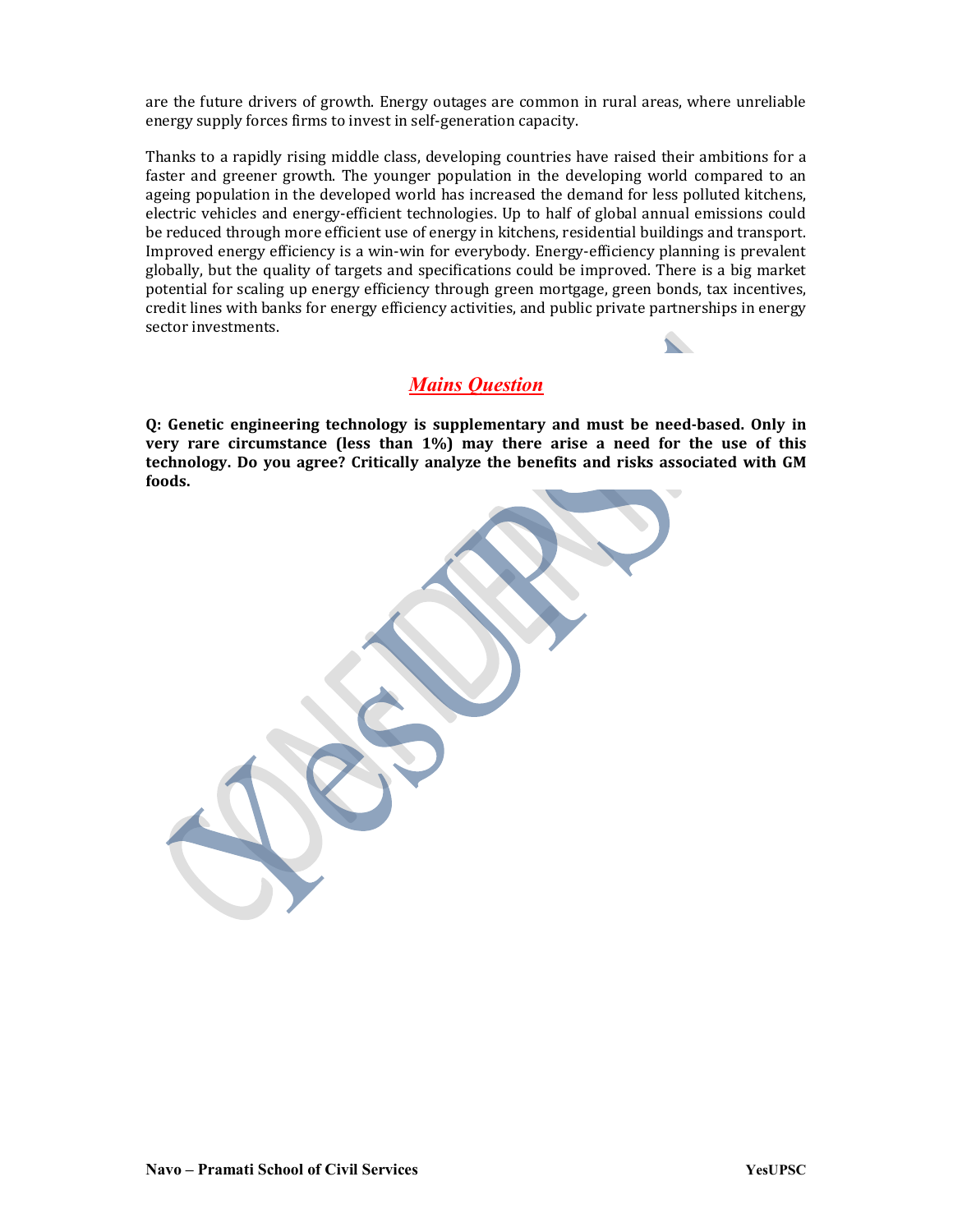are the future drivers of growth. Energy outages are common in rural areas, where unreliable energy supply forces firms to invest in self-generation capacity.

Thanks to a rapidly rising middle class, developing countries have raised their ambitions for a faster and greener growth. The younger population in the developing world compared to an ageing population in the developed world has increased the demand for less polluted kitchens, electric vehicles and energy-efficient technologies. Up to half of global annual emissions could be reduced through more efficient use of energy in kitchens, residential buildings and transport. Improved energy efficiency is a win-win for everybody. Energy-efficiency planning is prevalent globally, but the quality of targets and specifications could be improved. There is a big market potential for scaling up energy efficiency through green mortgage, green bonds, tax incentives, credit lines with banks for energy efficiency activities, and public private partnerships in energy sector investments.

## *Mains Question*

**Q: Genetic engineering technology is supplementary and must be need-based. Only in very rare circumstance (less than 1%) may there arise a need for the use of this technology. Do you agree? Critically analyze the benefits and risks associated with GM foods.**